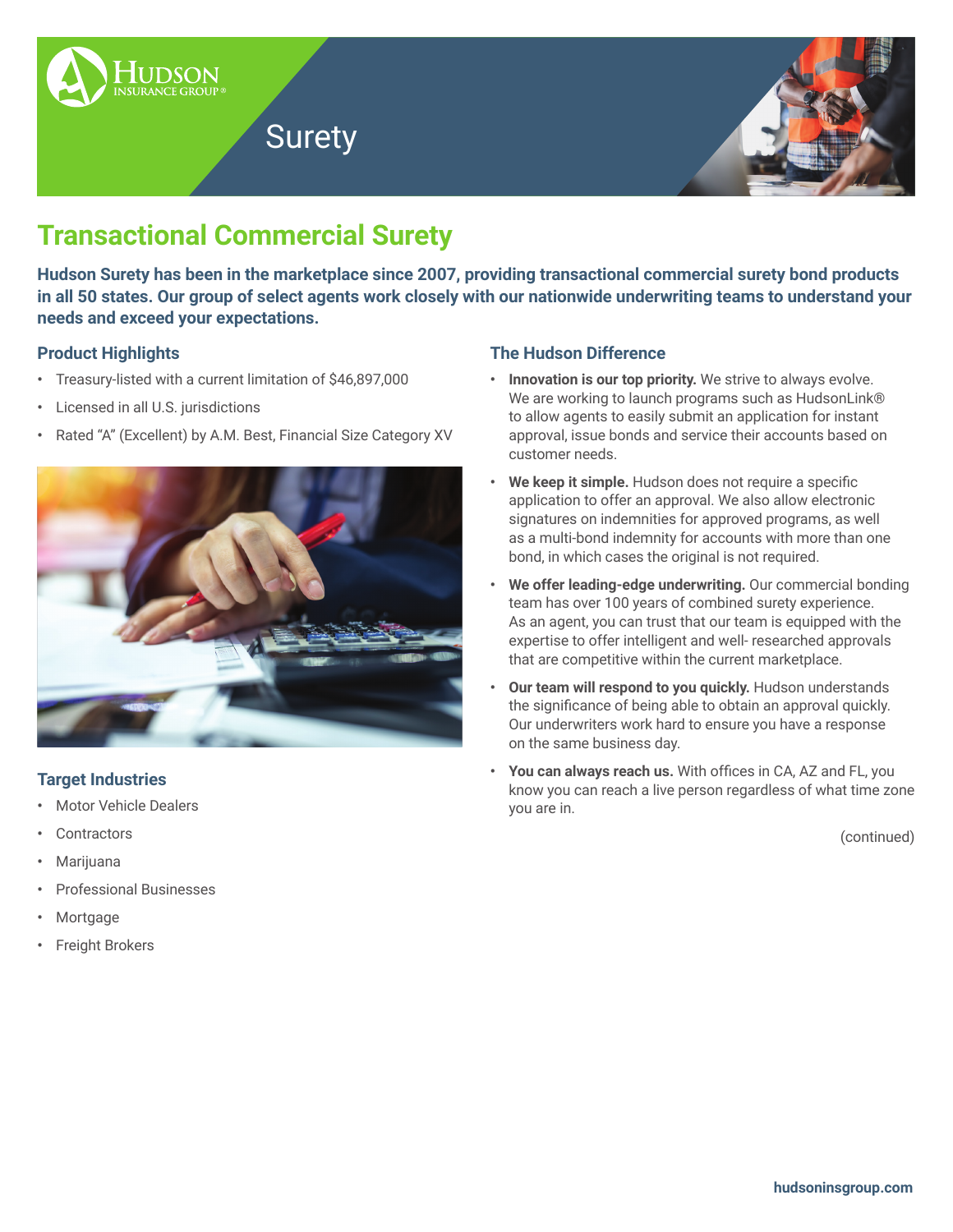Hudson Insurance Group®

# Surety

## Transactional Commercial Surety

**Hudson Surety has been in the marketplace since 2007, providing transactional commercial surety bond products in all 50 states. Our group of select agents work closely with our nationwide underwriting teams to understand your needs and exceed your expectations.**

### Product Highlights

- Treasury-listed with a current limitation of $46,897,000
- Licensed in all U.S. jurisdictions
- Rated "A" (Excellent) by A.M. Best, Financial Size Category XV

### Target Industries

- Motor Vehicle Dealers
- Contractors
- Marijuana
- Professional Businesses
- Mortgage
- Freight Brokers

### The Hudson Difference

- **Innovation is our top priority.** We strive to always evolve. We are working to launch programs such as HudsonLink® to allow agents to easily submit an application for instant approval, issue bonds and service their accounts based on customer needs.
- **We keep it simple.** Hudson does not require a specific application to offer an approval. We also allow electronic signatures on indemnities for approved programs, as well as a multi-bond indemnity for accounts with more than one bond, in which cases the original is not required.
- **We offer leading-edge underwriting.** Our commercial bonding team has over 100 years of combined surety experience. As an agent, you can trust that our team is equipped with the expertise to offer intelligent and well- researched approvals that are competitive within the current marketplace.
- **Our team will respond to you quickly.** Hudson understands the significance of being able to obtain an approval quickly. Our underwriters work hard to ensure you have a response on the same business day.
- **You can always reach us.** With offices in CA, AZ and FL, you know you can reach a live person regardless of what time zone you are in.

(continued)

hudsoninsgroup.com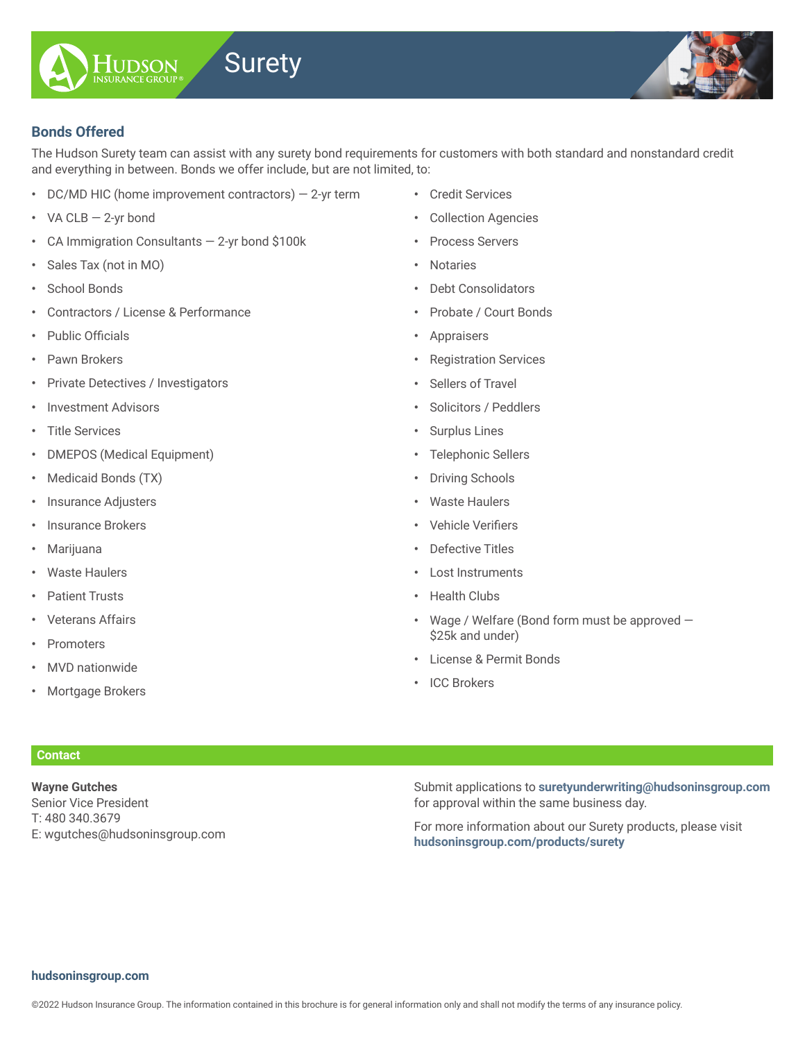# Surety

## Bonds Offered

The Hudson Surety team can assist with any surety bond requirements for customers with both standard and nonstandard credit and everything in between. Bonds we offer include, but are not limited, to:

- DC/MD HIC (home improvement contractors) — 2-yr term
- VA CLB — 2-yr bond
- CA Immigration Consultants — 2-yr bond $100k
- Sales Tax (not in MO)
- School Bonds
- Contractors / License & Performance
- Public Officials
- Pawn Brokers
- Private Detectives / Investigators
- Investment Advisors
- Title Services
- DMEPOS (Medical Equipment)
- Medicaid Bonds (TX)
- Insurance Adjusters
- Insurance Brokers
- Marijuana
- Waste Haulers
- Patient Trusts
- Veterans Affairs
- Promoters
- MVD nationwide
- Mortgage Brokers
- Credit Services
- Collection Agencies
- Process Servers
- Notaries
- Debt Consolidators
- Probate / Court Bonds
- Appraisers
- Registration Services
- Sellers of Travel
- Solicitors / Peddlers
- Surplus Lines
- Telephonic Sellers
- Driving Schools
- Waste Haulers
- Vehicle Verifiers
- Defective Titles
- Lost Instruments
- Health Clubs
- Wage / Welfare (Bond form must be approved — $25k and under)
- License & Permit Bonds
- ICC Brokers

## Contact

**Wayne Gutches**
Senior Vice President
T: 480 340.3679
E: wgutches@hudsoninsgroup.com

Submit applications to **suretyunderwriting@hudsoninsgroup.com** for approval within the same business day.

For more information about our Surety products, please visit **hudsoninsgroup.com/products/surety**

**hudsoninsgroup.com**

©2022 Hudson Insurance Group. The information contained in this brochure is for general information only and shall not modify the terms of any insurance policy.